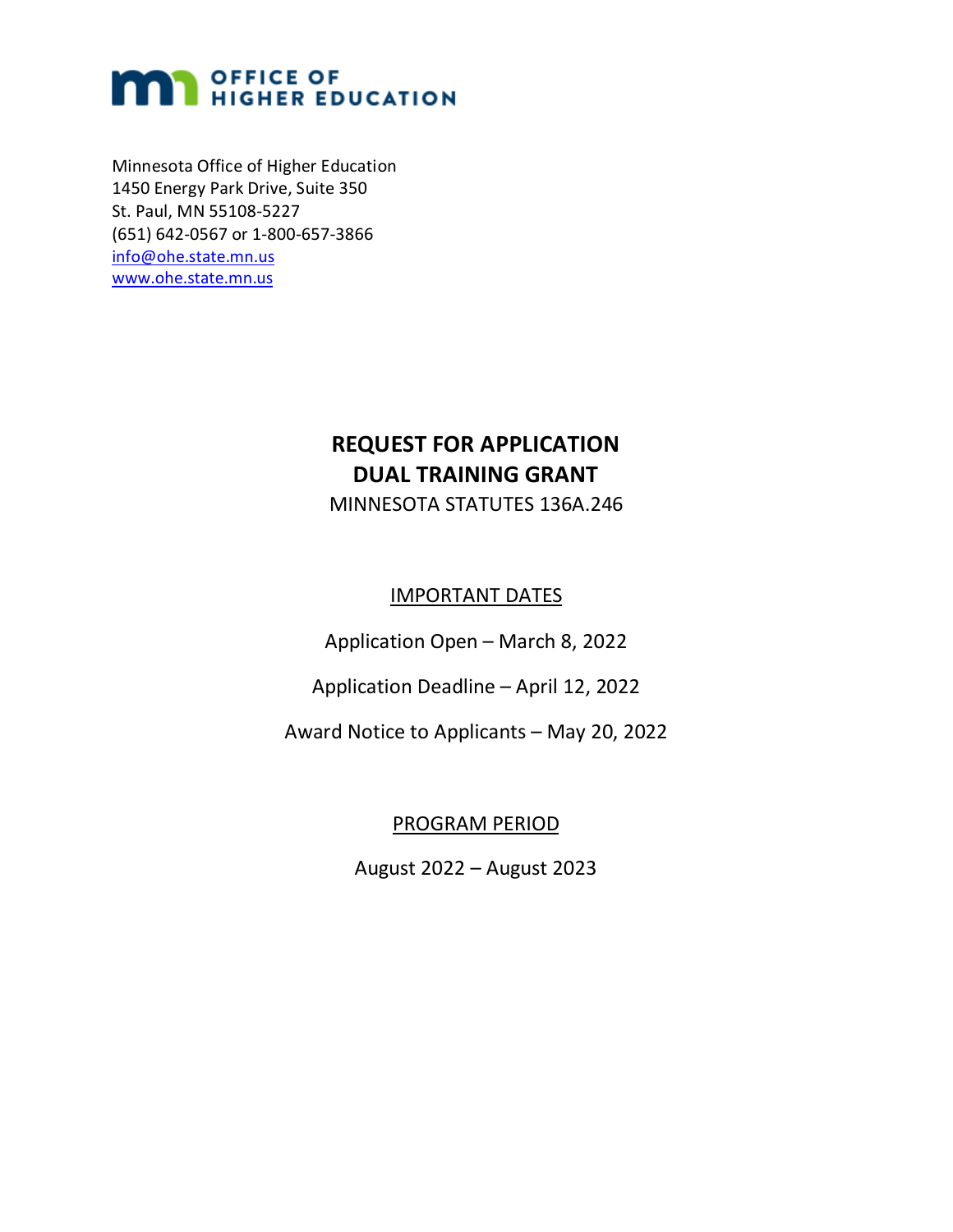OFFICE OF HIGHER EDUCATION

Minnesota Office of Higher Education
1450 Energy Park Drive, Suite 350
St. Paul, MN 55108-5227
(651) 642-0567 or 1-800-657-3866
info@ohe.state.mn.us
www.ohe.state.mn.us

# REQUEST FOR APPLICATION
# DUAL TRAINING GRANT

MINNESOTA STATUTES 136A.246

## IMPORTANT DATES

Application Open – March 8, 2022

Application Deadline – April 12, 2022

Award Notice to Applicants – May 20, 2022

## PROGRAM PERIOD

August 2022 – August 2023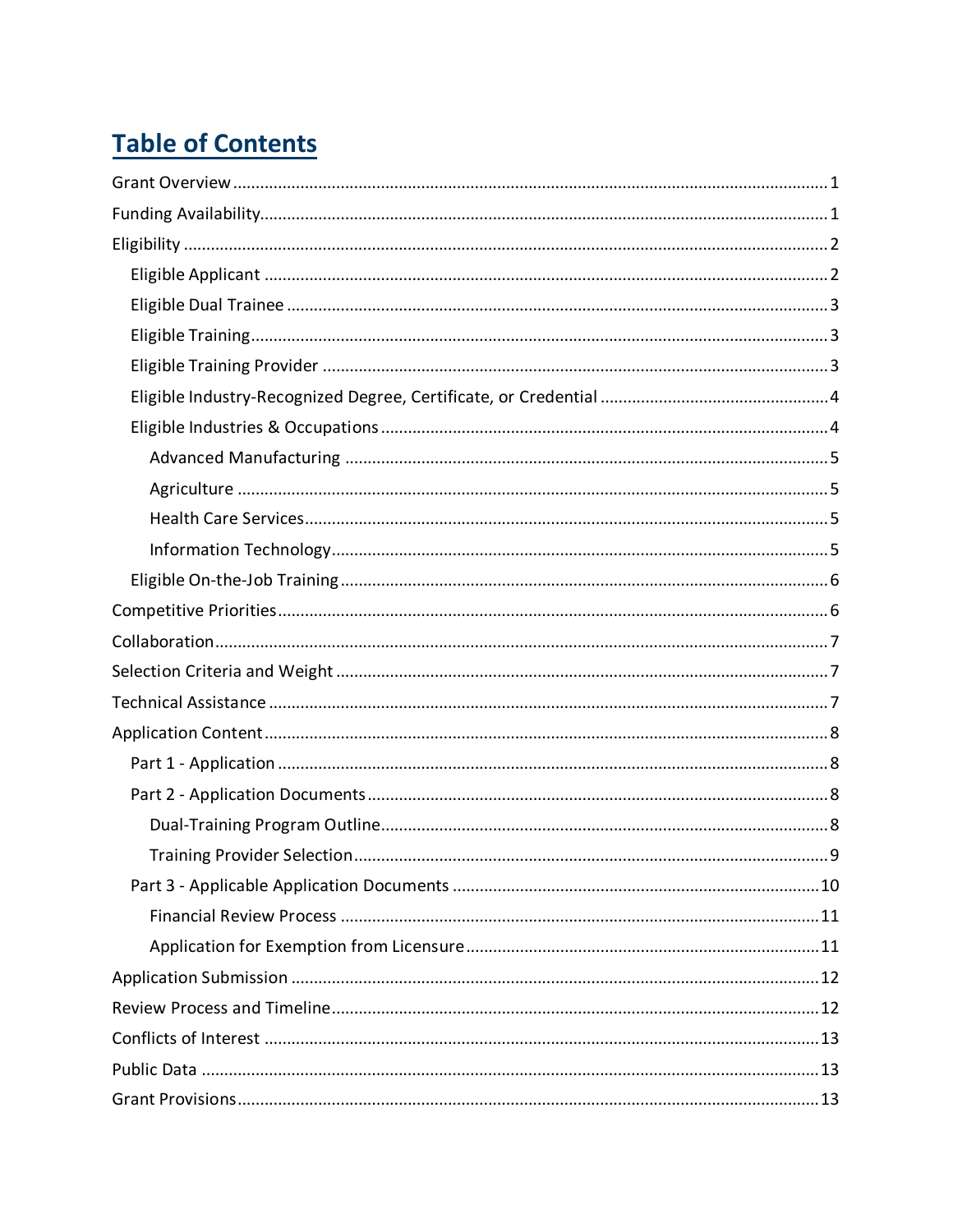# Table of Contents

Grant Overview ........................................................................................................................ 1

Funding Availability.................................................................................................................. 1

Eligibility .................................................................................................................................. 2

- Eligible Applicant ................................................................................................................ 2
- Eligible Dual Trainee ........................................................................................................... 3
- Eligible Training .................................................................................................................. 3
- Eligible Training Provider ................................................................................................... 3
- Eligible Industry-Recognized Degree, Certificate, or Credential ........................................ 4
- Eligible Industries & Occupations ....................................................................................... 4
  - Advanced Manufacturing ............................................................................................. 5
  - Agriculture .................................................................................................................... 5
  - Health Care Services ..................................................................................................... 5
  - Information Technology ................................................................................................ 5
- Eligible On-the-Job Training ............................................................................................... 6

Competitive Priorities ............................................................................................................... 6

Collaboration ............................................................................................................................ 7

Selection Criteria and Weight ................................................................................................... 7

Technical Assistance ................................................................................................................. 7

Application Content .................................................................................................................. 8

- Part 1 - Application ............................................................................................................. 8
- Part 2 - Application Documents ......................................................................................... 8
  - Dual-Training Program Outline ..................................................................................... 8
  - Training Provider Selection ........................................................................................... 9
- Part 3 - Applicable Application Documents ...................................................................... 10
  - Financial Review Process ............................................................................................. 11
  - Application for Exemption from Licensure .................................................................. 11

Application Submission ........................................................................................................... 12

Review Process and Timeline .................................................................................................. 12

Conflicts of Interest ................................................................................................................. 13

Public Data .............................................................................................................................. 13

Grant Provisions ...................................................................................................................... 13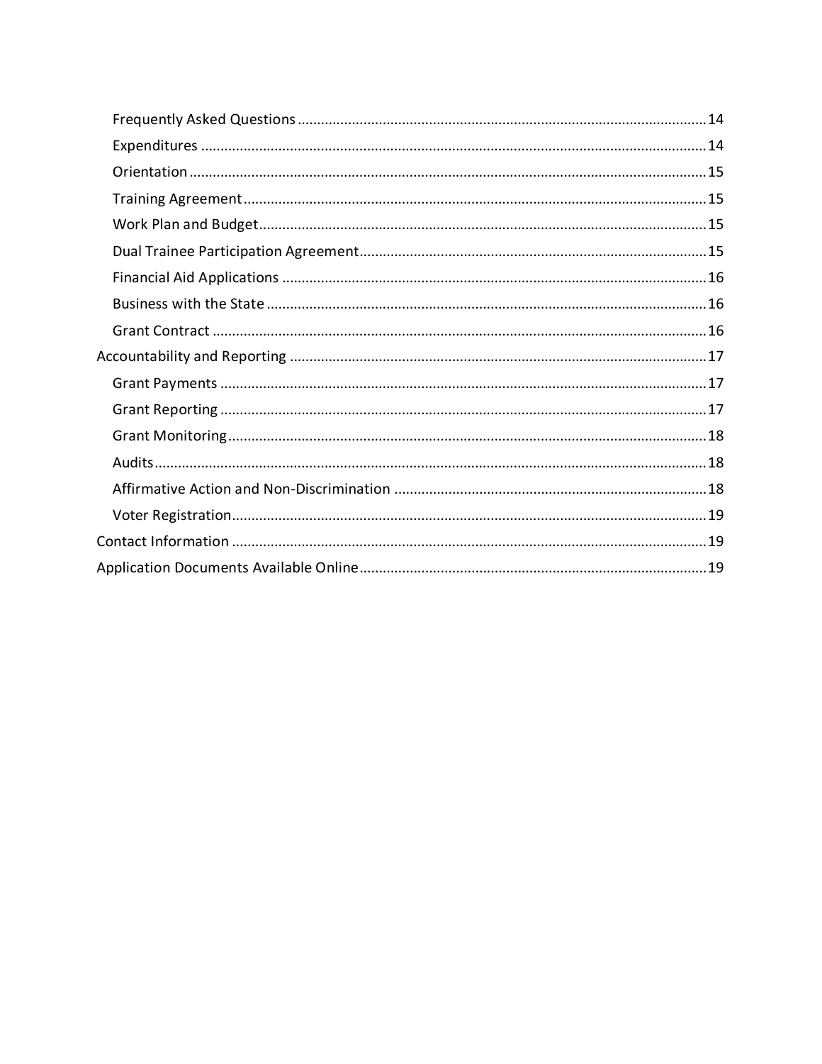- Frequently Asked Questions ........................................................................................................ 14
- Expenditures ................................................................................................................................ 14
- Orientation ................................................................................................................................... 15
- Training Agreement ...................................................................................................................... 15
- Work Plan and Budget .................................................................................................................. 15
- Dual Trainee Participation Agreement ......................................................................................... 15
- Financial Aid Applications ............................................................................................................ 16
- Business with the State ................................................................................................................ 16
- Grant Contract .............................................................................................................................. 16

Accountability and Reporting .......................................................................................................... 17

- Grant Payments ............................................................................................................................ 17
- Grant Reporting ............................................................................................................................ 17
- Grant Monitoring .......................................................................................................................... 18
- Audits ............................................................................................................................................ 18
- Affirmative Action and Non-Discrimination ................................................................................ 18
- Voter Registration ......................................................................................................................... 19

Contact Information .......................................................................................................................... 19

Application Documents Available Online ........................................................................................ 19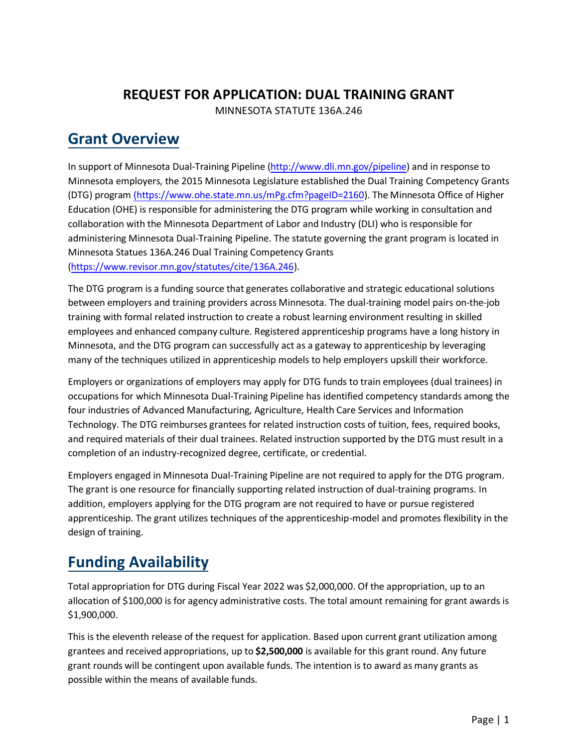# REQUEST FOR APPLICATION: DUAL TRAINING GRANT

MINNESOTA STATUTE 136A.246

## Grant Overview

In support of Minnesota Dual-Training Pipeline (http://www.dli.mn.gov/pipeline) and in response to Minnesota employers, the 2015 Minnesota Legislature established the Dual Training Competency Grants (DTG) program (https://www.ohe.state.mn.us/mPg.cfm?pageID=2160). The Minnesota Office of Higher Education (OHE) is responsible for administering the DTG program while working in consultation and collaboration with the Minnesota Department of Labor and Industry (DLI) who is responsible for administering Minnesota Dual-Training Pipeline. The statute governing the grant program is located in Minnesota Statues 136A.246 Dual Training Competency Grants (https://www.revisor.mn.gov/statutes/cite/136A.246).

The DTG program is a funding source that generates collaborative and strategic educational solutions between employers and training providers across Minnesota. The dual-training model pairs on-the-job training with formal related instruction to create a robust learning environment resulting in skilled employees and enhanced company culture. Registered apprenticeship programs have a long history in Minnesota, and the DTG program can successfully act as a gateway to apprenticeship by leveraging many of the techniques utilized in apprenticeship models to help employers upskill their workforce.

Employers or organizations of employers may apply for DTG funds to train employees (dual trainees) in occupations for which Minnesota Dual-Training Pipeline has identified competency standards among the four industries of Advanced Manufacturing, Agriculture, Health Care Services and Information Technology. The DTG reimburses grantees for related instruction costs of tuition, fees, required books, and required materials of their dual trainees. Related instruction supported by the DTG must result in a completion of an industry-recognized degree, certificate, or credential.

Employers engaged in Minnesota Dual-Training Pipeline are not required to apply for the DTG program. The grant is one resource for financially supporting related instruction of dual-training programs. In addition, employers applying for the DTG program are not required to have or pursue registered apprenticeship. The grant utilizes techniques of the apprenticeship-model and promotes flexibility in the design of training.

## Funding Availability

Total appropriation for DTG during Fiscal Year 2022 was $2,000,000. Of the appropriation, up to an allocation of $100,000 is for agency administrative costs. The total amount remaining for grant awards is $1,900,000.

This is the eleventh release of the request for application. Based upon current grant utilization among grantees and received appropriations, up to **$2,500,000** is available for this grant round. Any future grant rounds will be contingent upon available funds. The intention is to award as many grants as possible within the means of available funds.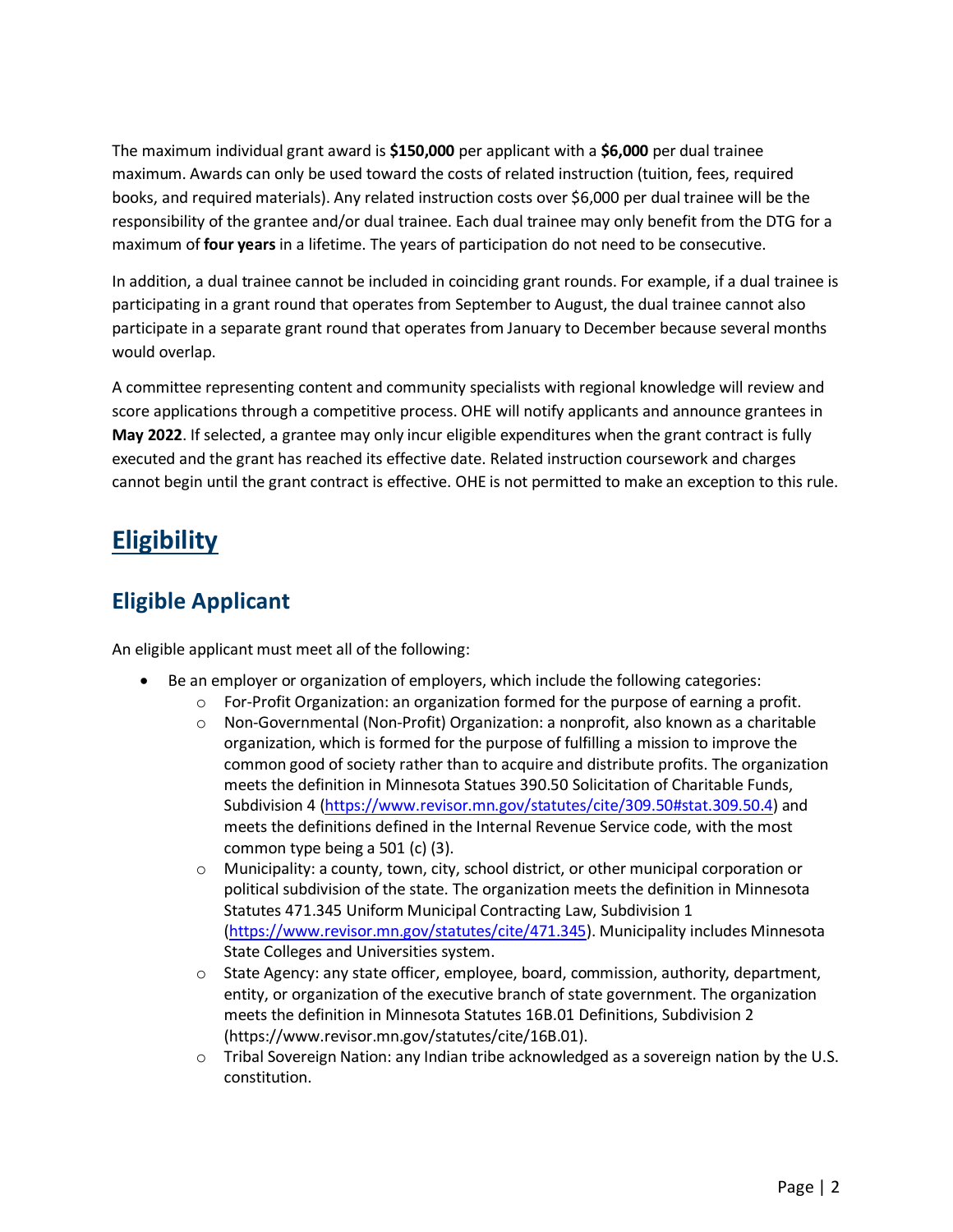The maximum individual grant award is **$150,000** per applicant with a **$6,000** per dual trainee maximum. Awards can only be used toward the costs of related instruction (tuition, fees, required books, and required materials). Any related instruction costs over $6,000 per dual trainee will be the responsibility of the grantee and/or dual trainee. Each dual trainee may only benefit from the DTG for a maximum of **four years** in a lifetime. The years of participation do not need to be consecutive.

In addition, a dual trainee cannot be included in coinciding grant rounds. For example, if a dual trainee is participating in a grant round that operates from September to August, the dual trainee cannot also participate in a separate grant round that operates from January to December because several months would overlap.

A committee representing content and community specialists with regional knowledge will review and score applications through a competitive process. OHE will notify applicants and announce grantees in **May 2022**. If selected, a grantee may only incur eligible expenditures when the grant contract is fully executed and the grant has reached its effective date. Related instruction coursework and charges cannot begin until the grant contract is effective. OHE is not permitted to make an exception to this rule.

# Eligibility

## Eligible Applicant

An eligible applicant must meet all of the following:

- Be an employer or organization of employers, which include the following categories:
  - For-Profit Organization: an organization formed for the purpose of earning a profit.
  - Non-Governmental (Non-Profit) Organization: a nonprofit, also known as a charitable organization, which is formed for the purpose of fulfilling a mission to improve the common good of society rather than to acquire and distribute profits. The organization meets the definition in Minnesota Statues 390.50 Solicitation of Charitable Funds, Subdivision 4 (https://www.revisor.mn.gov/statutes/cite/309.50#stat.309.50.4) and meets the definitions defined in the Internal Revenue Service code, with the most common type being a 501 (c) (3).
  - Municipality: a county, town, city, school district, or other municipal corporation or political subdivision of the state. The organization meets the definition in Minnesota Statutes 471.345 Uniform Municipal Contracting Law, Subdivision 1 (https://www.revisor.mn.gov/statutes/cite/471.345). Municipality includes Minnesota State Colleges and Universities system.
  - State Agency: any state officer, employee, board, commission, authority, department, entity, or organization of the executive branch of state government. The organization meets the definition in Minnesota Statutes 16B.01 Definitions, Subdivision 2 (https://www.revisor.mn.gov/statutes/cite/16B.01).
  - Tribal Sovereign Nation: any Indian tribe acknowledged as a sovereign nation by the U.S. constitution.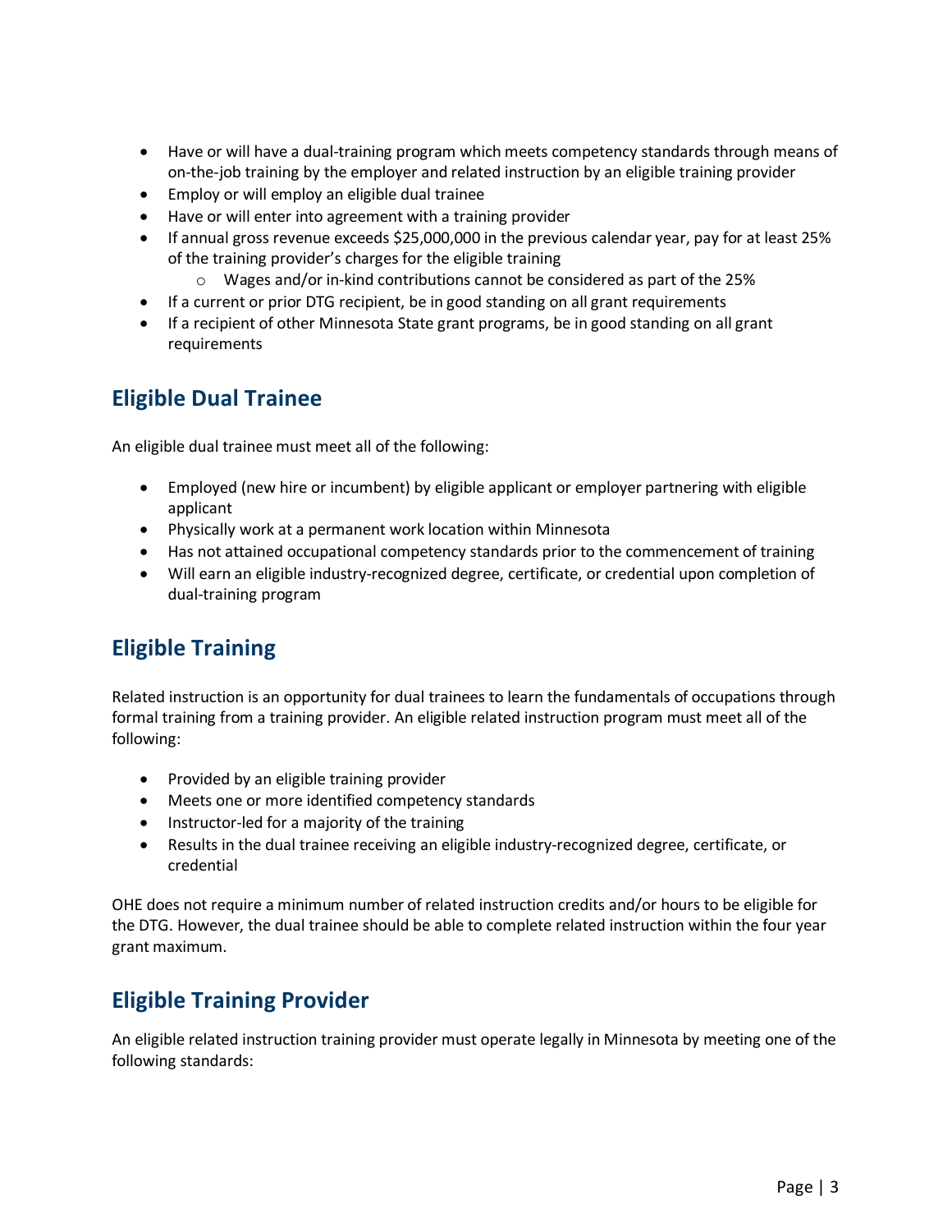- Have or will have a dual-training program which meets competency standards through means of on-the-job training by the employer and related instruction by an eligible training provider
- Employ or will employ an eligible dual trainee
- Have or will enter into agreement with a training provider
- If annual gross revenue exceeds $25,000,000 in the previous calendar year, pay for at least 25% of the training provider's charges for the eligible training
  - Wages and/or in-kind contributions cannot be considered as part of the 25%
- If a current or prior DTG recipient, be in good standing on all grant requirements
- If a recipient of other Minnesota State grant programs, be in good standing on all grant requirements

## Eligible Dual Trainee

An eligible dual trainee must meet all of the following:

- Employed (new hire or incumbent) by eligible applicant or employer partnering with eligible applicant
- Physically work at a permanent work location within Minnesota
- Has not attained occupational competency standards prior to the commencement of training
- Will earn an eligible industry-recognized degree, certificate, or credential upon completion of dual-training program

## Eligible Training

Related instruction is an opportunity for dual trainees to learn the fundamentals of occupations through formal training from a training provider. An eligible related instruction program must meet all of the following:

- Provided by an eligible training provider
- Meets one or more identified competency standards
- Instructor-led for a majority of the training
- Results in the dual trainee receiving an eligible industry-recognized degree, certificate, or credential

OHE does not require a minimum number of related instruction credits and/or hours to be eligible for the DTG. However, the dual trainee should be able to complete related instruction within the four year grant maximum.

## Eligible Training Provider

An eligible related instruction training provider must operate legally in Minnesota by meeting one of the following standards: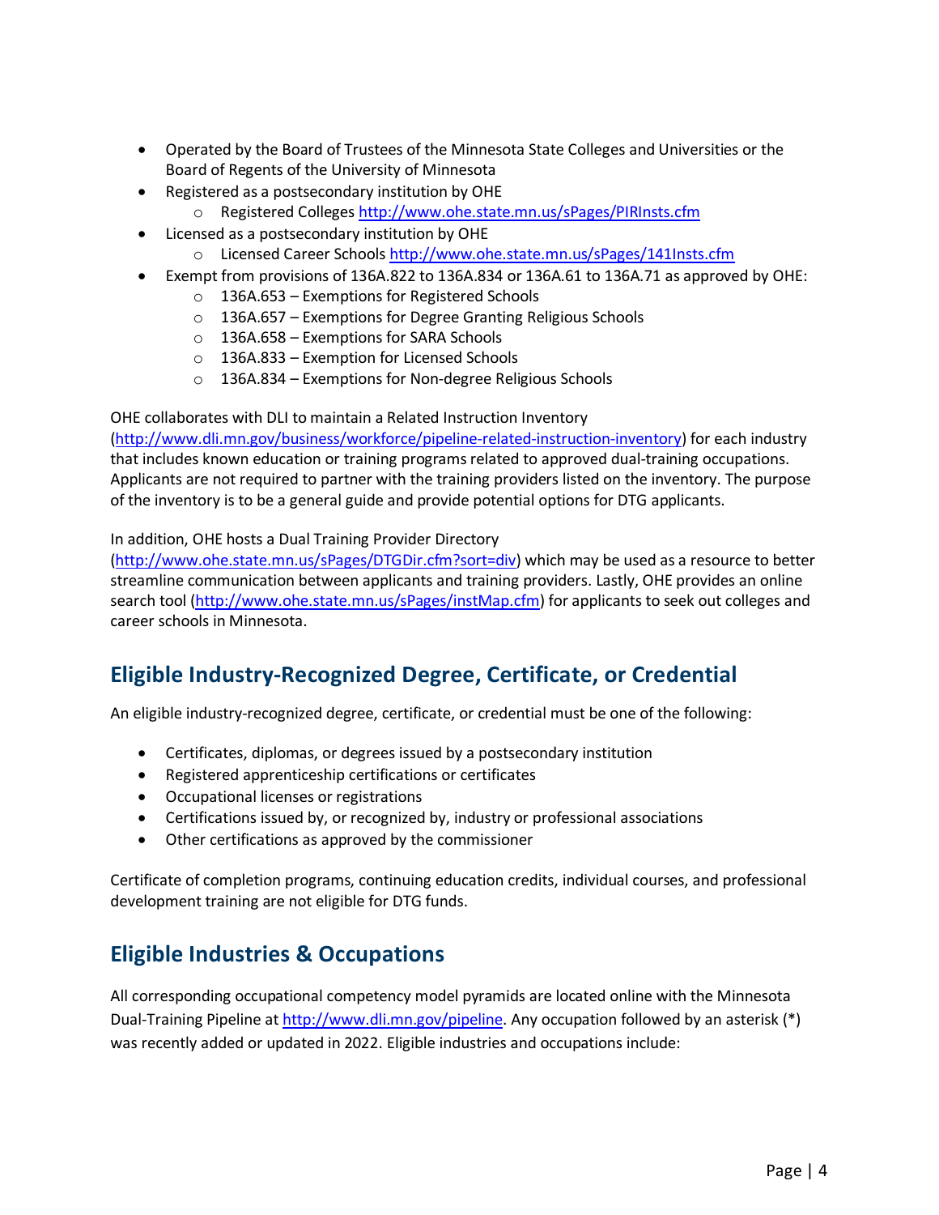- Operated by the Board of Trustees of the Minnesota State Colleges and Universities or the Board of Regents of the University of Minnesota
- Registered as a postsecondary institution by OHE
  - Registered Colleges http://www.ohe.state.mn.us/sPages/PIRInsts.cfm
- Licensed as a postsecondary institution by OHE
  - Licensed Career Schools http://www.ohe.state.mn.us/sPages/141Insts.cfm
- Exempt from provisions of 136A.822 to 136A.834 or 136A.61 to 136A.71 as approved by OHE:
  - 136A.653 – Exemptions for Registered Schools
  - 136A.657 – Exemptions for Degree Granting Religious Schools
  - 136A.658 – Exemptions for SARA Schools
  - 136A.833 – Exemption for Licensed Schools
  - 136A.834 – Exemptions for Non-degree Religious Schools

OHE collaborates with DLI to maintain a Related Instruction Inventory (http://www.dli.mn.gov/business/workforce/pipeline-related-instruction-inventory) for each industry that includes known education or training programs related to approved dual-training occupations. Applicants are not required to partner with the training providers listed on the inventory. The purpose of the inventory is to be a general guide and provide potential options for DTG applicants.

In addition, OHE hosts a Dual Training Provider Directory (http://www.ohe.state.mn.us/sPages/DTGDir.cfm?sort=div) which may be used as a resource to better streamline communication between applicants and training providers. Lastly, OHE provides an online search tool (http://www.ohe.state.mn.us/sPages/instMap.cfm) for applicants to seek out colleges and career schools in Minnesota.

## Eligible Industry-Recognized Degree, Certificate, or Credential

An eligible industry-recognized degree, certificate, or credential must be one of the following:

- Certificates, diplomas, or degrees issued by a postsecondary institution
- Registered apprenticeship certifications or certificates
- Occupational licenses or registrations
- Certifications issued by, or recognized by, industry or professional associations
- Other certifications as approved by the commissioner

Certificate of completion programs, continuing education credits, individual courses, and professional development training are not eligible for DTG funds.

## Eligible Industries & Occupations

All corresponding occupational competency model pyramids are located online with the Minnesota Dual-Training Pipeline at http://www.dli.mn.gov/pipeline. Any occupation followed by an asterisk (*) was recently added or updated in 2022. Eligible industries and occupations include: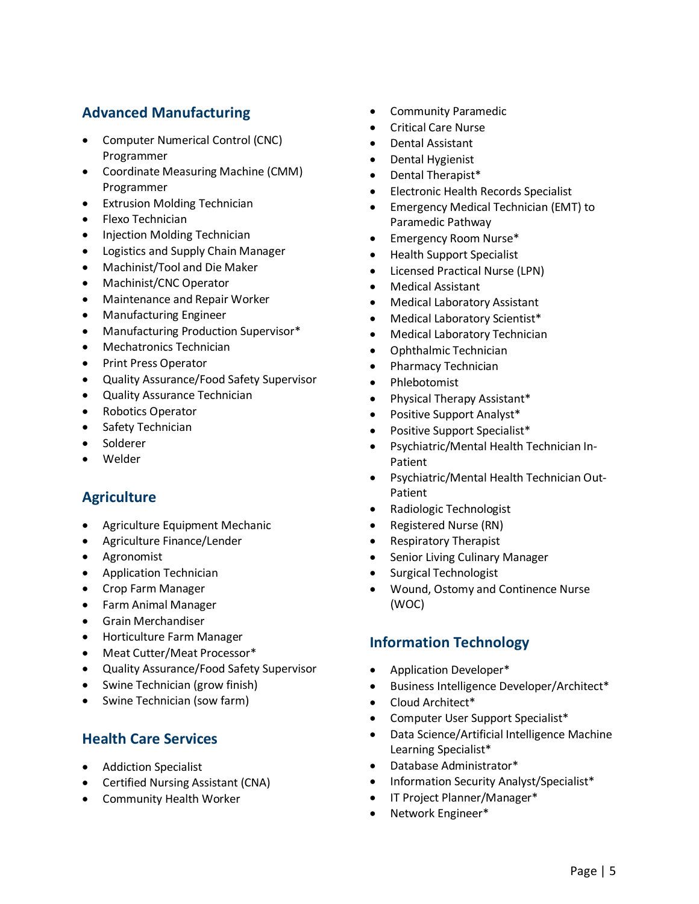## Advanced Manufacturing

- Computer Numerical Control (CNC) Programmer
- Coordinate Measuring Machine (CMM) Programmer
- Extrusion Molding Technician
- Flexo Technician
- Injection Molding Technician
- Logistics and Supply Chain Manager
- Machinist/Tool and Die Maker
- Machinist/CNC Operator
- Maintenance and Repair Worker
- Manufacturing Engineer
- Manufacturing Production Supervisor*
- Mechatronics Technician
- Print Press Operator
- Quality Assurance/Food Safety Supervisor
- Quality Assurance Technician
- Robotics Operator
- Safety Technician
- Solderer
- Welder

## Agriculture

- Agriculture Equipment Mechanic
- Agriculture Finance/Lender
- Agronomist
- Application Technician
- Crop Farm Manager
- Farm Animal Manager
- Grain Merchandiser
- Horticulture Farm Manager
- Meat Cutter/Meat Processor*
- Quality Assurance/Food Safety Supervisor
- Swine Technician (grow finish)
- Swine Technician (sow farm)

## Health Care Services

- Addiction Specialist
- Certified Nursing Assistant (CNA)
- Community Health Worker
- Community Paramedic
- Critical Care Nurse
- Dental Assistant
- Dental Hygienist
- Dental Therapist*
- Electronic Health Records Specialist
- Emergency Medical Technician (EMT) to Paramedic Pathway
- Emergency Room Nurse*
- Health Support Specialist
- Licensed Practical Nurse (LPN)
- Medical Assistant
- Medical Laboratory Assistant
- Medical Laboratory Scientist*
- Medical Laboratory Technician
- Ophthalmic Technician
- Pharmacy Technician
- Phlebotomist
- Physical Therapy Assistant*
- Positive Support Analyst*
- Positive Support Specialist*
- Psychiatric/Mental Health Technician In-Patient
- Psychiatric/Mental Health Technician Out-Patient
- Radiologic Technologist
- Registered Nurse (RN)
- Respiratory Therapist
- Senior Living Culinary Manager
- Surgical Technologist
- Wound, Ostomy and Continence Nurse (WOC)

## Information Technology

- Application Developer*
- Business Intelligence Developer/Architect*
- Cloud Architect*
- Computer User Support Specialist*
- Data Science/Artificial Intelligence Machine Learning Specialist*
- Database Administrator*
- Information Security Analyst/Specialist*
- IT Project Planner/Manager*
- Network Engineer*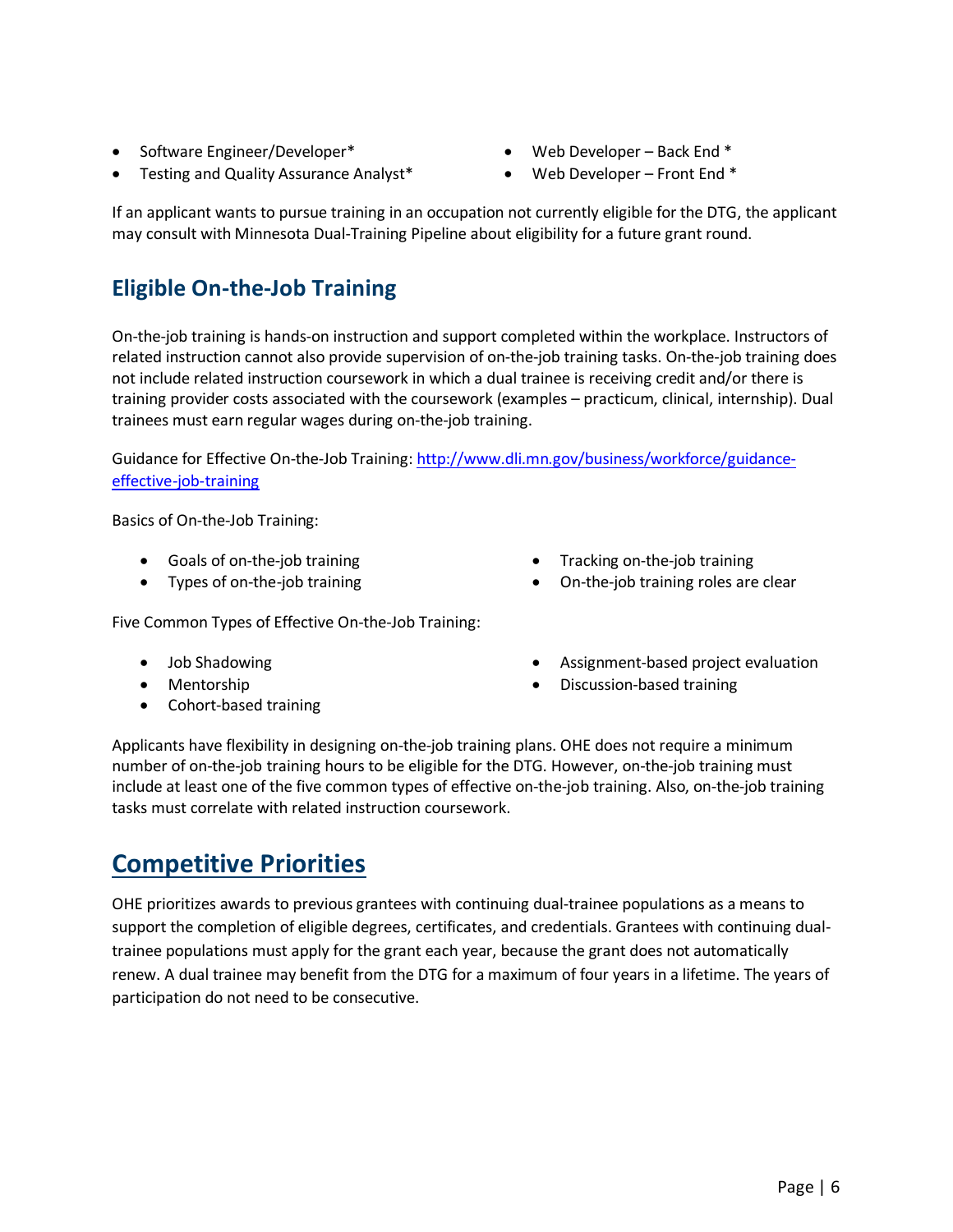- Software Engineer/Developer*
- Testing and Quality Assurance Analyst*
- Web Developer – Back End *
- Web Developer – Front End *

If an applicant wants to pursue training in an occupation not currently eligible for the DTG, the applicant may consult with Minnesota Dual-Training Pipeline about eligibility for a future grant round.

## Eligible On-the-Job Training

On-the-job training is hands-on instruction and support completed within the workplace. Instructors of related instruction cannot also provide supervision of on-the-job training tasks. On-the-job training does not include related instruction coursework in which a dual trainee is receiving credit and/or there is training provider costs associated with the coursework (examples – practicum, clinical, internship). Dual trainees must earn regular wages during on-the-job training.

Guidance for Effective On-the-Job Training: [http://www.dli.mn.gov/business/workforce/guidance-effective-job-training](http://www.dli.mn.gov/business/workforce/guidance-effective-job-training)

Basics of On-the-Job Training:

- Goals of on-the-job training
- Types of on-the-job training
- Tracking on-the-job training
- On-the-job training roles are clear

Five Common Types of Effective On-the-Job Training:

- Job Shadowing
- Mentorship
- Cohort-based training
- Assignment-based project evaluation
- Discussion-based training

Applicants have flexibility in designing on-the-job training plans. OHE does not require a minimum number of on-the-job training hours to be eligible for the DTG. However, on-the-job training must include at least one of the five common types of effective on-the-job training. Also, on-the-job training tasks must correlate with related instruction coursework.

# Competitive Priorities

OHE prioritizes awards to previous grantees with continuing dual-trainee populations as a means to support the completion of eligible degrees, certificates, and credentials. Grantees with continuing dual-trainee populations must apply for the grant each year, because the grant does not automatically renew. A dual trainee may benefit from the DTG for a maximum of four years in a lifetime. The years of participation do not need to be consecutive.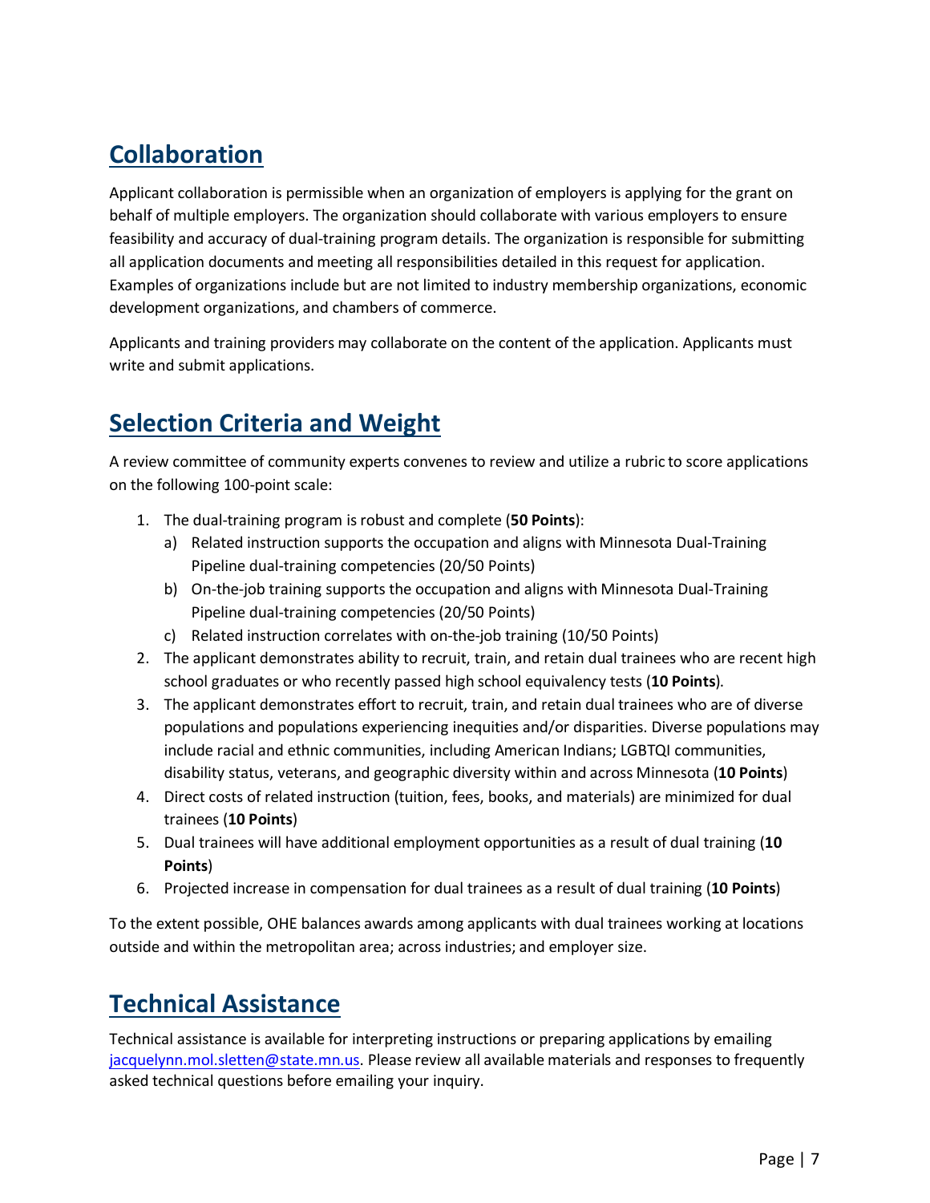## Collaboration

Applicant collaboration is permissible when an organization of employers is applying for the grant on behalf of multiple employers. The organization should collaborate with various employers to ensure feasibility and accuracy of dual-training program details. The organization is responsible for submitting all application documents and meeting all responsibilities detailed in this request for application. Examples of organizations include but are not limited to industry membership organizations, economic development organizations, and chambers of commerce.

Applicants and training providers may collaborate on the content of the application. Applicants must write and submit applications.

## Selection Criteria and Weight

A review committee of community experts convenes to review and utilize a rubric to score applications on the following 100-point scale:

1. The dual-training program is robust and complete (**50 Points**):
   a) Related instruction supports the occupation and aligns with Minnesota Dual-Training Pipeline dual-training competencies (20/50 Points)
   b) On-the-job training supports the occupation and aligns with Minnesota Dual-Training Pipeline dual-training competencies (20/50 Points)
   c) Related instruction correlates with on-the-job training (10/50 Points)
2. The applicant demonstrates ability to recruit, train, and retain dual trainees who are recent high school graduates or who recently passed high school equivalency tests (**10 Points**).
3. The applicant demonstrates effort to recruit, train, and retain dual trainees who are of diverse populations and populations experiencing inequities and/or disparities. Diverse populations may include racial and ethnic communities, including American Indians; LGBTQI communities, disability status, veterans, and geographic diversity within and across Minnesota (**10 Points**)
4. Direct costs of related instruction (tuition, fees, books, and materials) are minimized for dual trainees (**10 Points**)
5. Dual trainees will have additional employment opportunities as a result of dual training (**10 Points**)
6. Projected increase in compensation for dual trainees as a result of dual training (**10 Points**)

To the extent possible, OHE balances awards among applicants with dual trainees working at locations outside and within the metropolitan area; across industries; and employer size.

## Technical Assistance

Technical assistance is available for interpreting instructions or preparing applications by emailing jacquelynn.mol.sletten@state.mn.us. Please review all available materials and responses to frequently asked technical questions before emailing your inquiry.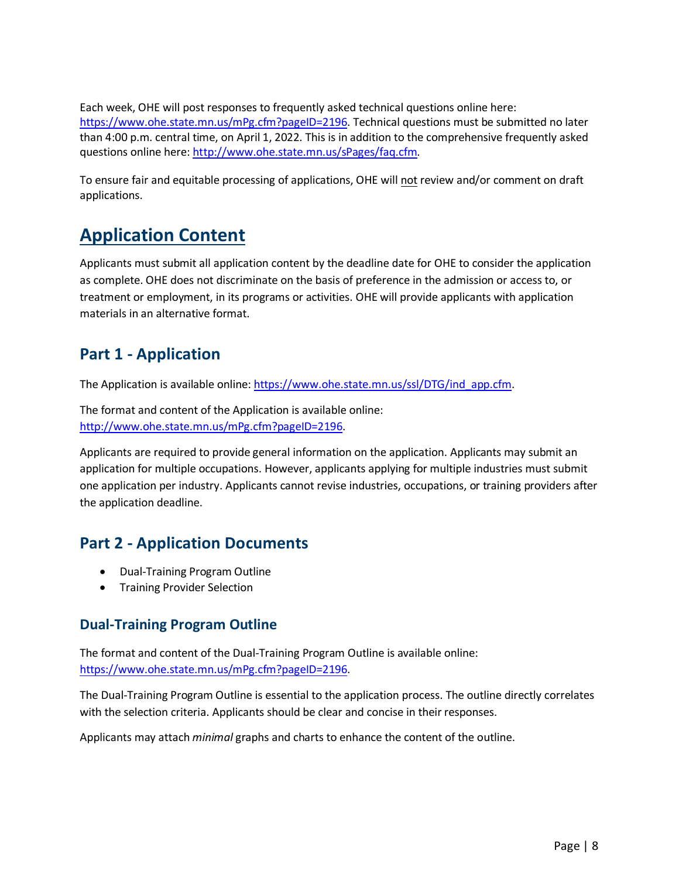Each week, OHE will post responses to frequently asked technical questions online here: https://www.ohe.state.mn.us/mPg.cfm?pageID=2196. Technical questions must be submitted no later than 4:00 p.m. central time, on April 1, 2022. This is in addition to the comprehensive frequently asked questions online here: http://www.ohe.state.mn.us/sPages/faq.cfm.

To ensure fair and equitable processing of applications, OHE will not review and/or comment on draft applications.

# Application Content

Applicants must submit all application content by the deadline date for OHE to consider the application as complete. OHE does not discriminate on the basis of preference in the admission or access to, or treatment or employment, in its programs or activities. OHE will provide applicants with application materials in an alternative format.

## Part 1 - Application

The Application is available online: https://www.ohe.state.mn.us/ssl/DTG/ind_app.cfm.

The format and content of the Application is available online: http://www.ohe.state.mn.us/mPg.cfm?pageID=2196.

Applicants are required to provide general information on the application. Applicants may submit an application for multiple occupations. However, applicants applying for multiple industries must submit one application per industry. Applicants cannot revise industries, occupations, or training providers after the application deadline.

## Part 2 - Application Documents

- Dual-Training Program Outline
- Training Provider Selection

### Dual-Training Program Outline

The format and content of the Dual-Training Program Outline is available online: https://www.ohe.state.mn.us/mPg.cfm?pageID=2196.

The Dual-Training Program Outline is essential to the application process. The outline directly correlates with the selection criteria. Applicants should be clear and concise in their responses.

Applicants may attach *minimal* graphs and charts to enhance the content of the outline.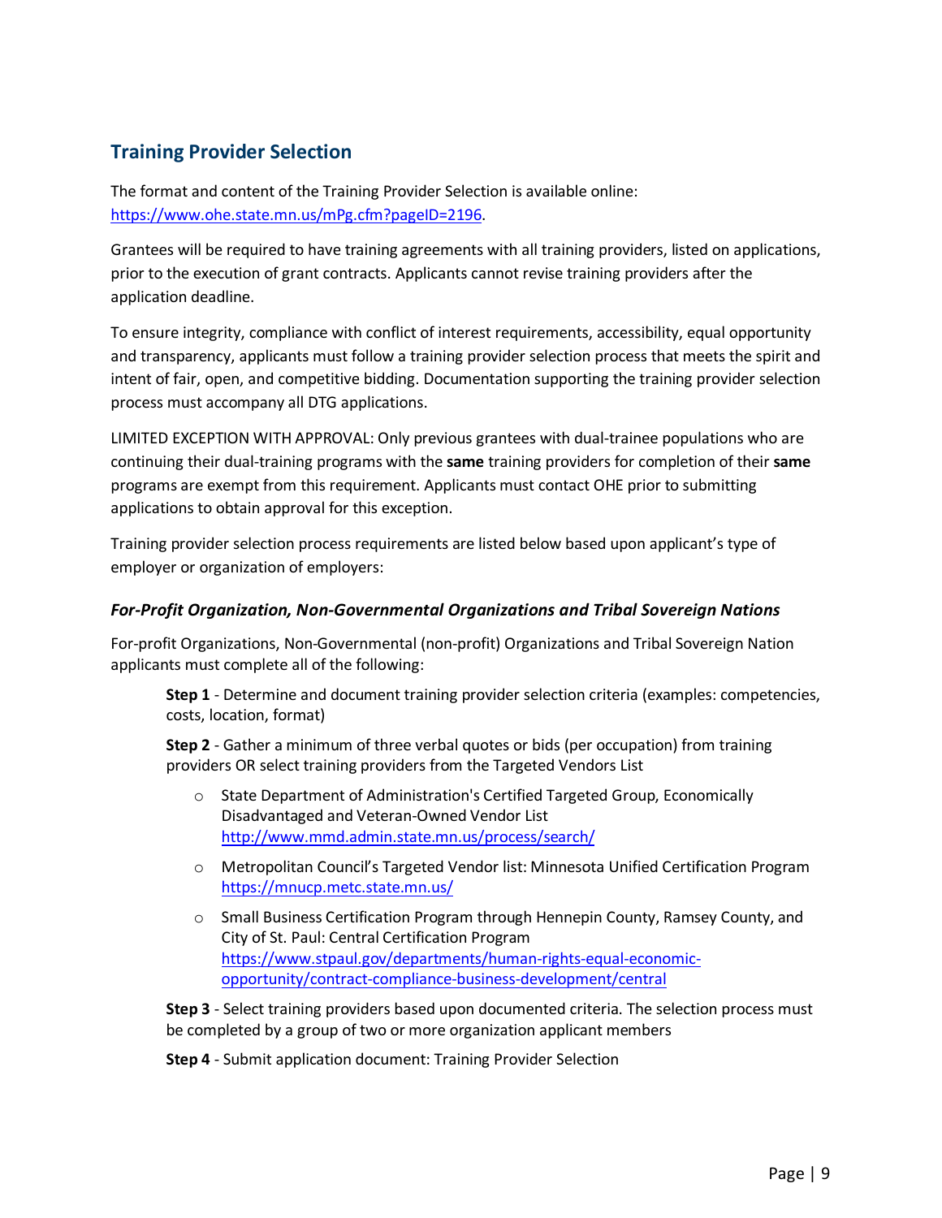## Training Provider Selection

The format and content of the Training Provider Selection is available online: https://www.ohe.state.mn.us/mPg.cfm?pageID=2196.

Grantees will be required to have training agreements with all training providers, listed on applications, prior to the execution of grant contracts. Applicants cannot revise training providers after the application deadline.

To ensure integrity, compliance with conflict of interest requirements, accessibility, equal opportunity and transparency, applicants must follow a training provider selection process that meets the spirit and intent of fair, open, and competitive bidding. Documentation supporting the training provider selection process must accompany all DTG applications.

LIMITED EXCEPTION WITH APPROVAL: Only previous grantees with dual-trainee populations who are continuing their dual-training programs with the **same** training providers for completion of their **same** programs are exempt from this requirement. Applicants must contact OHE prior to submitting applications to obtain approval for this exception.

Training provider selection process requirements are listed below based upon applicant's type of employer or organization of employers:

### *For-Profit Organization, Non-Governmental Organizations and Tribal Sovereign Nations*

For-profit Organizations, Non-Governmental (non-profit) Organizations and Tribal Sovereign Nation applicants must complete all of the following:

**Step 1** - Determine and document training provider selection criteria (examples: competencies, costs, location, format)

**Step 2** - Gather a minimum of three verbal quotes or bids (per occupation) from training providers OR select training providers from the Targeted Vendors List

- State Department of Administration's Certified Targeted Group, Economically Disadvantaged and Veteran-Owned Vendor List http://www.mmd.admin.state.mn.us/process/search/
- Metropolitan Council's Targeted Vendor list: Minnesota Unified Certification Program https://mnucp.metc.state.mn.us/
- Small Business Certification Program through Hennepin County, Ramsey County, and City of St. Paul: Central Certification Program https://www.stpaul.gov/departments/human-rights-equal-economic-opportunity/contract-compliance-business-development/central

**Step 3** - Select training providers based upon documented criteria. The selection process must be completed by a group of two or more organization applicant members

**Step 4** - Submit application document: Training Provider Selection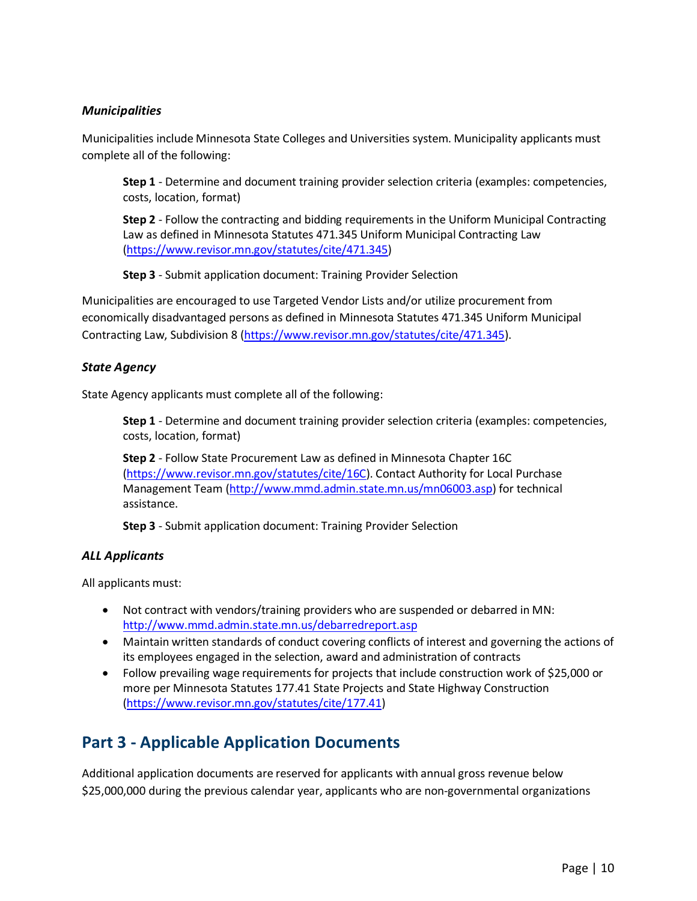### *Municipalities*

Municipalities include Minnesota State Colleges and Universities system. Municipality applicants must complete all of the following:

> **Step 1** - Determine and document training provider selection criteria (examples: competencies, costs, location, format)
>
> **Step 2** - Follow the contracting and bidding requirements in the Uniform Municipal Contracting Law as defined in Minnesota Statutes 471.345 Uniform Municipal Contracting Law (https://www.revisor.mn.gov/statutes/cite/471.345)
>
> **Step 3** - Submit application document: Training Provider Selection

Municipalities are encouraged to use Targeted Vendor Lists and/or utilize procurement from economically disadvantaged persons as defined in Minnesota Statutes 471.345 Uniform Municipal Contracting Law, Subdivision 8 (https://www.revisor.mn.gov/statutes/cite/471.345).

### *State Agency*

State Agency applicants must complete all of the following:

> **Step 1** - Determine and document training provider selection criteria (examples: competencies, costs, location, format)
>
> **Step 2** - Follow State Procurement Law as defined in Minnesota Chapter 16C (https://www.revisor.mn.gov/statutes/cite/16C). Contact Authority for Local Purchase Management Team (http://www.mmd.admin.state.mn.us/mn06003.asp) for technical assistance.
>
> **Step 3** - Submit application document: Training Provider Selection

### *ALL Applicants*

All applicants must:

- Not contract with vendors/training providers who are suspended or debarred in MN: http://www.mmd.admin.state.mn.us/debarredreport.asp
- Maintain written standards of conduct covering conflicts of interest and governing the actions of its employees engaged in the selection, award and administration of contracts
- Follow prevailing wage requirements for projects that include construction work of $25,000 or more per Minnesota Statutes 177.41 State Projects and State Highway Construction (https://www.revisor.mn.gov/statutes/cite/177.41)

## Part 3 - Applicable Application Documents

Additional application documents are reserved for applicants with annual gross revenue below $25,000,000 during the previous calendar year, applicants who are non-governmental organizations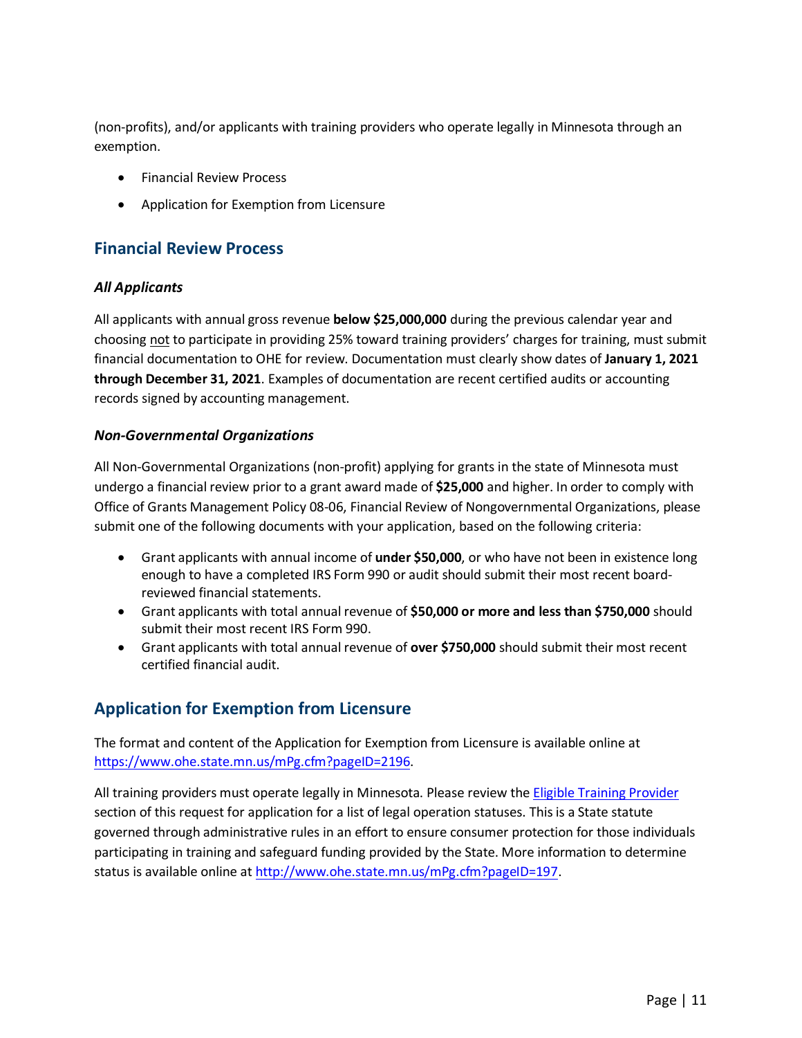(non-profits), and/or applicants with training providers who operate legally in Minnesota through an exemption.

- Financial Review Process
- Application for Exemption from Licensure

## Financial Review Process

### *All Applicants*

All applicants with annual gross revenue **below $25,000,000** during the previous calendar year and choosing not to participate in providing 25% toward training providers' charges for training, must submit financial documentation to OHE for review. Documentation must clearly show dates of **January 1, 2021 through December 31, 2021**. Examples of documentation are recent certified audits or accounting records signed by accounting management.

### *Non-Governmental Organizations*

All Non-Governmental Organizations (non-profit) applying for grants in the state of Minnesota must undergo a financial review prior to a grant award made of **$25,000** and higher. In order to comply with Office of Grants Management Policy 08-06, Financial Review of Nongovernmental Organizations, please submit one of the following documents with your application, based on the following criteria:

- Grant applicants with annual income of **under $50,000**, or who have not been in existence long enough to have a completed IRS Form 990 or audit should submit their most recent board-reviewed financial statements.
- Grant applicants with total annual revenue of **$50,000 or more and less than $750,000** should submit their most recent IRS Form 990.
- Grant applicants with total annual revenue of **over $750,000** should submit their most recent certified financial audit.

## Application for Exemption from Licensure

The format and content of the Application for Exemption from Licensure is available online at [https://www.ohe.state.mn.us/mPg.cfm?pageID=2196](https://www.ohe.state.mn.us/mPg.cfm?pageID=2196).

All training providers must operate legally in Minnesota. Please review the Eligible Training Provider section of this request for application for a list of legal operation statuses. This is a State statute governed through administrative rules in an effort to ensure consumer protection for those individuals participating in training and safeguard funding provided by the State. More information to determine status is available online at [http://www.ohe.state.mn.us/mPg.cfm?pageID=197](http://www.ohe.state.mn.us/mPg.cfm?pageID=197).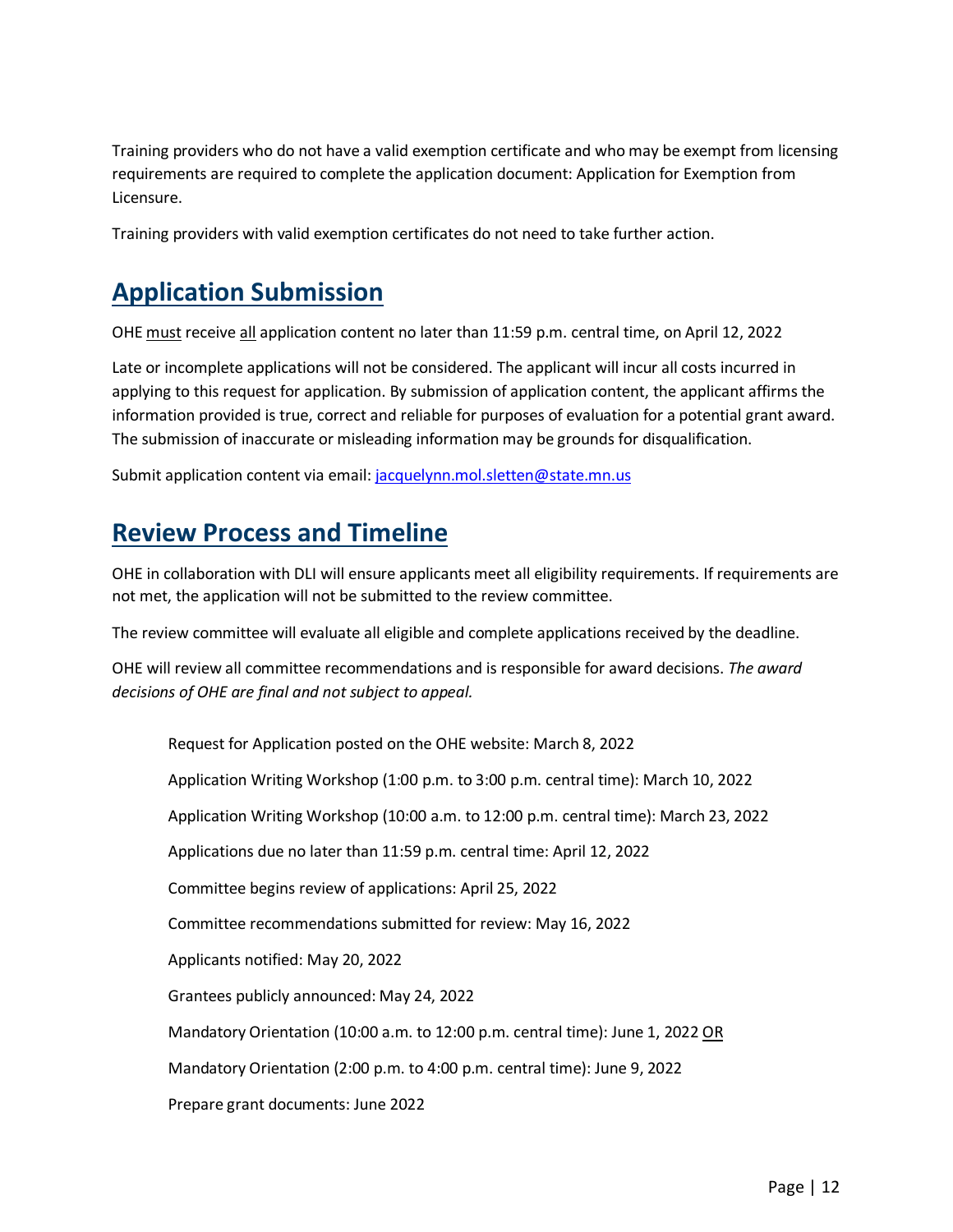Training providers who do not have a valid exemption certificate and who may be exempt from licensing requirements are required to complete the application document: Application for Exemption from Licensure.

Training providers with valid exemption certificates do not need to take further action.

## Application Submission

OHE must receive all application content no later than 11:59 p.m. central time, on April 12, 2022

Late or incomplete applications will not be considered. The applicant will incur all costs incurred in applying to this request for application. By submission of application content, the applicant affirms the information provided is true, correct and reliable for purposes of evaluation for a potential grant award. The submission of inaccurate or misleading information may be grounds for disqualification.

Submit application content via email: [jacquelynn.mol.sletten@state.mn.us](mailto:jacquelynn.mol.sletten@state.mn.us)

## Review Process and Timeline

OHE in collaboration with DLI will ensure applicants meet all eligibility requirements. If requirements are not met, the application will not be submitted to the review committee.

The review committee will evaluate all eligible and complete applications received by the deadline.

OHE will review all committee recommendations and is responsible for award decisions. *The award decisions of OHE are final and not subject to appeal.*

Request for Application posted on the OHE website: March 8, 2022

Application Writing Workshop (1:00 p.m. to 3:00 p.m. central time): March 10, 2022

Application Writing Workshop (10:00 a.m. to 12:00 p.m. central time): March 23, 2022

Applications due no later than 11:59 p.m. central time: April 12, 2022

Committee begins review of applications: April 25, 2022

Committee recommendations submitted for review: May 16, 2022

Applicants notified: May 20, 2022

Grantees publicly announced: May 24, 2022

Mandatory Orientation (10:00 a.m. to 12:00 p.m. central time): June 1, 2022 OR

Mandatory Orientation (2:00 p.m. to 4:00 p.m. central time): June 9, 2022

Prepare grant documents: June 2022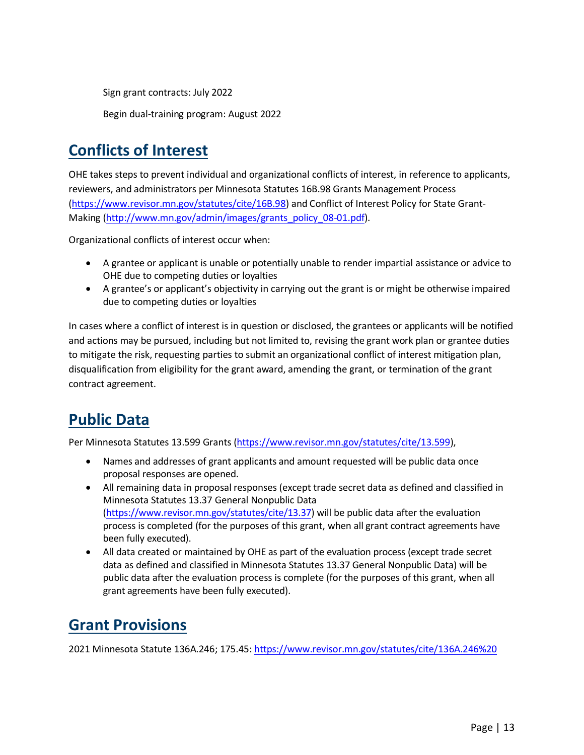Sign grant contracts: July 2022

Begin dual-training program: August 2022

## Conflicts of Interest

OHE takes steps to prevent individual and organizational conflicts of interest, in reference to applicants, reviewers, and administrators per Minnesota Statutes 16B.98 Grants Management Process (https://www.revisor.mn.gov/statutes/cite/16B.98) and Conflict of Interest Policy for State Grant-Making (http://www.mn.gov/admin/images/grants_policy_08-01.pdf).

Organizational conflicts of interest occur when:

- A grantee or applicant is unable or potentially unable to render impartial assistance or advice to OHE due to competing duties or loyalties
- A grantee's or applicant's objectivity in carrying out the grant is or might be otherwise impaired due to competing duties or loyalties

In cases where a conflict of interest is in question or disclosed, the grantees or applicants will be notified and actions may be pursued, including but not limited to, revising the grant work plan or grantee duties to mitigate the risk, requesting parties to submit an organizational conflict of interest mitigation plan, disqualification from eligibility for the grant award, amending the grant, or termination of the grant contract agreement.

## Public Data

Per Minnesota Statutes 13.599 Grants (https://www.revisor.mn.gov/statutes/cite/13.599),

- Names and addresses of grant applicants and amount requested will be public data once proposal responses are opened.
- All remaining data in proposal responses (except trade secret data as defined and classified in Minnesota Statutes 13.37 General Nonpublic Data (https://www.revisor.mn.gov/statutes/cite/13.37) will be public data after the evaluation process is completed (for the purposes of this grant, when all grant contract agreements have been fully executed).
- All data created or maintained by OHE as part of the evaluation process (except trade secret data as defined and classified in Minnesota Statutes 13.37 General Nonpublic Data) will be public data after the evaluation process is complete (for the purposes of this grant, when all grant agreements have been fully executed).

## Grant Provisions

2021 Minnesota Statute 136A.246; 175.45: https://www.revisor.mn.gov/statutes/cite/136A.246%20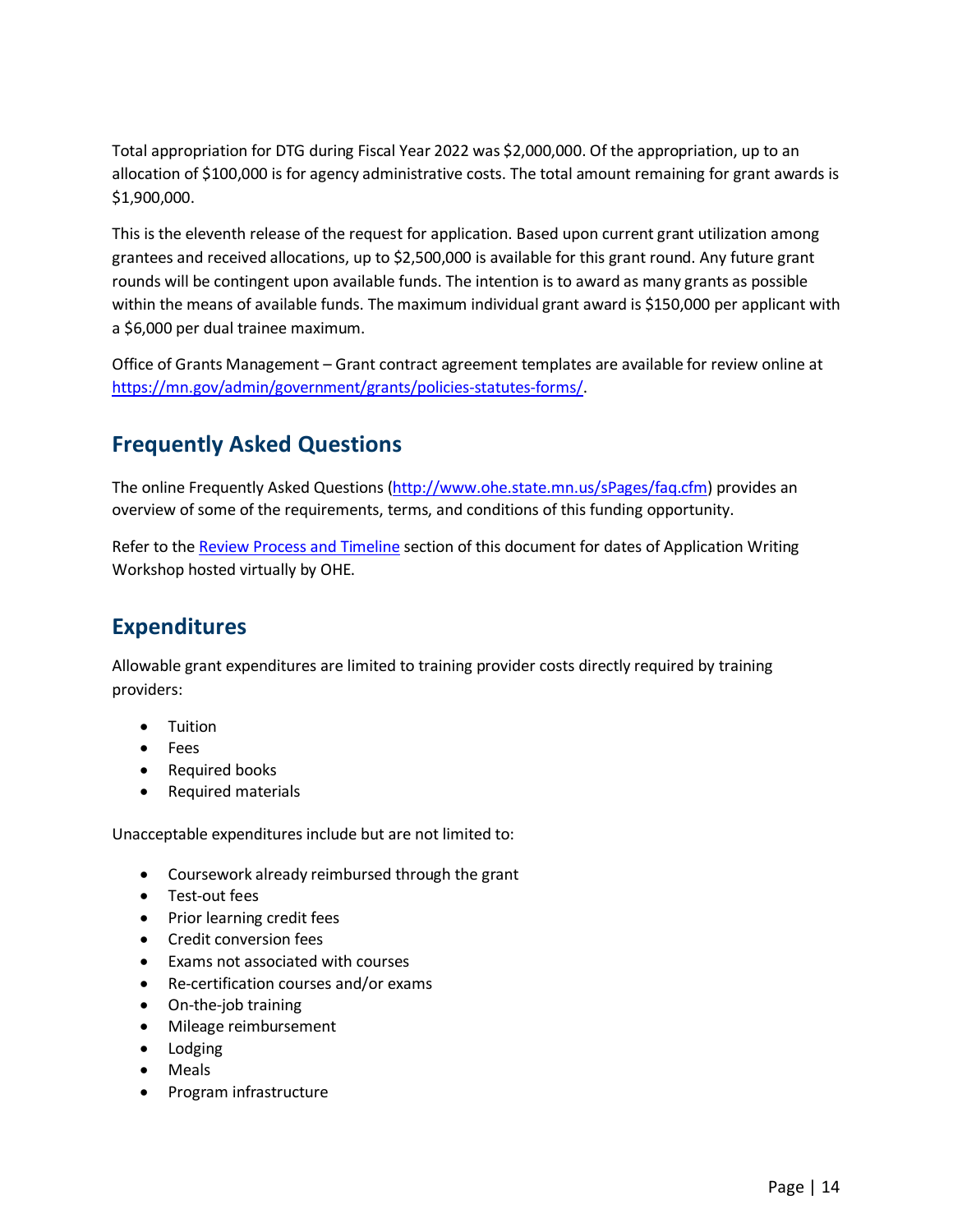Total appropriation for DTG during Fiscal Year 2022 was $2,000,000. Of the appropriation, up to an allocation of $100,000 is for agency administrative costs. The total amount remaining for grant awards is $1,900,000.

This is the eleventh release of the request for application. Based upon current grant utilization among grantees and received allocations, up to $2,500,000 is available for this grant round. Any future grant rounds will be contingent upon available funds. The intention is to award as many grants as possible within the means of available funds. The maximum individual grant award is $150,000 per applicant with a $6,000 per dual trainee maximum.

Office of Grants Management – Grant contract agreement templates are available for review online at [https://mn.gov/admin/government/grants/policies-statutes-forms/](https://mn.gov/admin/government/grants/policies-statutes-forms/).

## Frequently Asked Questions

The online Frequently Asked Questions ([http://www.ohe.state.mn.us/sPages/faq.cfm](http://www.ohe.state.mn.us/sPages/faq.cfm)) provides an overview of some of the requirements, terms, and conditions of this funding opportunity.

Refer to the Review Process and Timeline section of this document for dates of Application Writing Workshop hosted virtually by OHE.

## Expenditures

Allowable grant expenditures are limited to training provider costs directly required by training providers:

- Tuition
- Fees
- Required books
- Required materials

Unacceptable expenditures include but are not limited to:

- Coursework already reimbursed through the grant
- Test-out fees
- Prior learning credit fees
- Credit conversion fees
- Exams not associated with courses
- Re-certification courses and/or exams
- On-the-job training
- Mileage reimbursement
- Lodging
- Meals
- Program infrastructure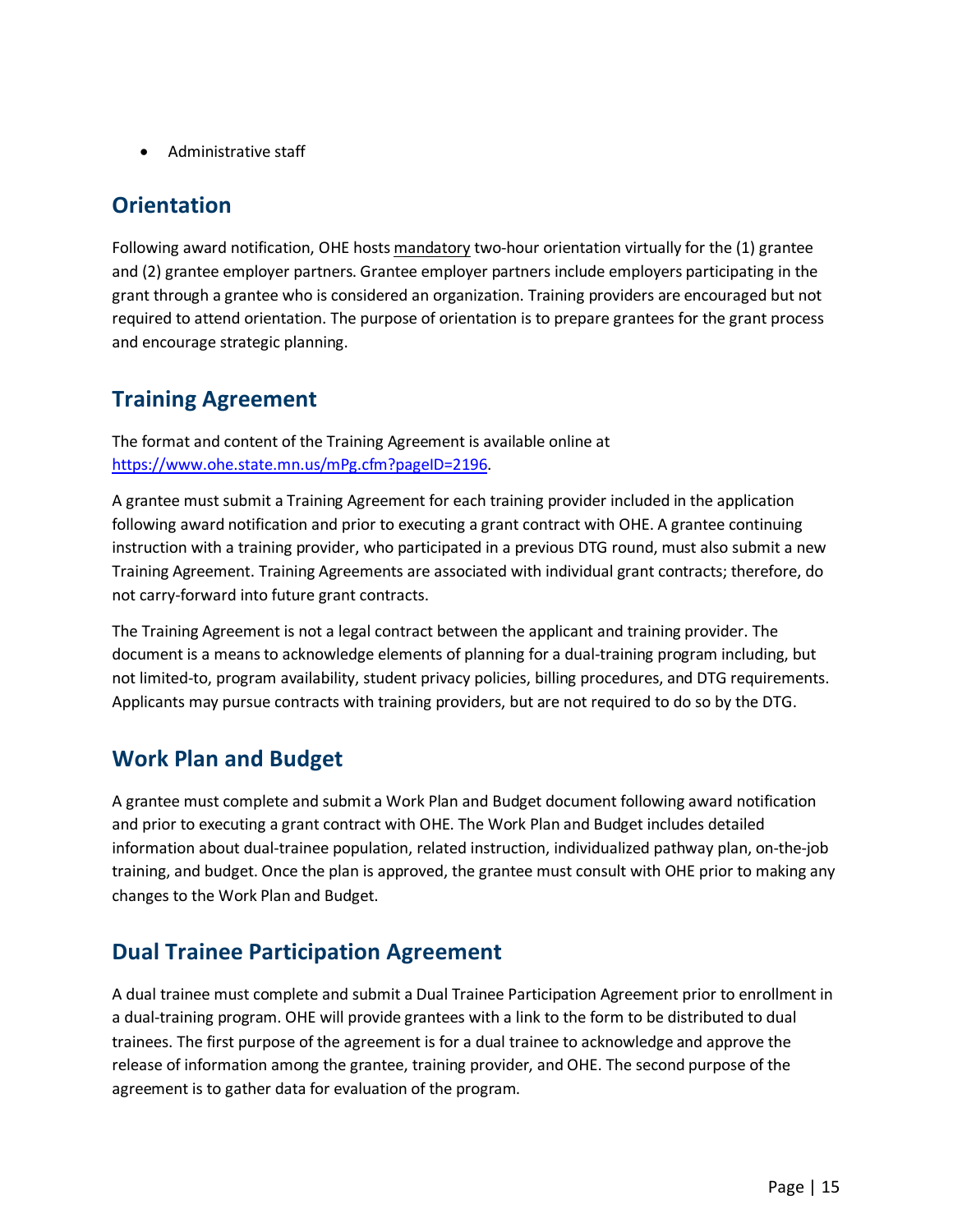- Administrative staff

## Orientation

Following award notification, OHE hosts mandatory two-hour orientation virtually for the (1) grantee and (2) grantee employer partners. Grantee employer partners include employers participating in the grant through a grantee who is considered an organization. Training providers are encouraged but not required to attend orientation. The purpose of orientation is to prepare grantees for the grant process and encourage strategic planning.

## Training Agreement

The format and content of the Training Agreement is available online at https://www.ohe.state.mn.us/mPg.cfm?pageID=2196.

A grantee must submit a Training Agreement for each training provider included in the application following award notification and prior to executing a grant contract with OHE. A grantee continuing instruction with a training provider, who participated in a previous DTG round, must also submit a new Training Agreement. Training Agreements are associated with individual grant contracts; therefore, do not carry-forward into future grant contracts.

The Training Agreement is not a legal contract between the applicant and training provider. The document is a means to acknowledge elements of planning for a dual-training program including, but not limited-to, program availability, student privacy policies, billing procedures, and DTG requirements. Applicants may pursue contracts with training providers, but are not required to do so by the DTG.

## Work Plan and Budget

A grantee must complete and submit a Work Plan and Budget document following award notification and prior to executing a grant contract with OHE. The Work Plan and Budget includes detailed information about dual-trainee population, related instruction, individualized pathway plan, on-the-job training, and budget. Once the plan is approved, the grantee must consult with OHE prior to making any changes to the Work Plan and Budget.

## Dual Trainee Participation Agreement

A dual trainee must complete and submit a Dual Trainee Participation Agreement prior to enrollment in a dual-training program. OHE will provide grantees with a link to the form to be distributed to dual trainees. The first purpose of the agreement is for a dual trainee to acknowledge and approve the release of information among the grantee, training provider, and OHE. The second purpose of the agreement is to gather data for evaluation of the program.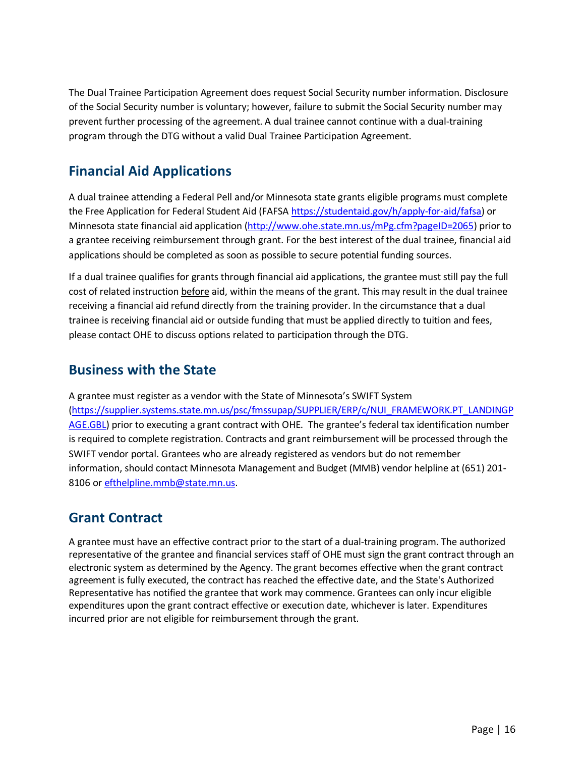The Dual Trainee Participation Agreement does request Social Security number information. Disclosure of the Social Security number is voluntary; however, failure to submit the Social Security number may prevent further processing of the agreement. A dual trainee cannot continue with a dual-training program through the DTG without a valid Dual Trainee Participation Agreement.

## Financial Aid Applications

A dual trainee attending a Federal Pell and/or Minnesota state grants eligible programs must complete the Free Application for Federal Student Aid (FAFSA https://studentaid.gov/h/apply-for-aid/fafsa) or Minnesota state financial aid application (http://www.ohe.state.mn.us/mPg.cfm?pageID=2065) prior to a grantee receiving reimbursement through grant. For the best interest of the dual trainee, financial aid applications should be completed as soon as possible to secure potential funding sources.

If a dual trainee qualifies for grants through financial aid applications, the grantee must still pay the full cost of related instruction before aid, within the means of the grant. This may result in the dual trainee receiving a financial aid refund directly from the training provider. In the circumstance that a dual trainee is receiving financial aid or outside funding that must be applied directly to tuition and fees, please contact OHE to discuss options related to participation through the DTG.

## Business with the State

A grantee must register as a vendor with the State of Minnesota's SWIFT System (https://supplier.systems.state.mn.us/psc/fmssupap/SUPPLIER/ERP/c/NUI_FRAMEWORK.PT_LANDINGPAGE.GBL) prior to executing a grant contract with OHE. The grantee's federal tax identification number is required to complete registration. Contracts and grant reimbursement will be processed through the SWIFT vendor portal. Grantees who are already registered as vendors but do not remember information, should contact Minnesota Management and Budget (MMB) vendor helpline at (651) 201-8106 or efthelpline.mmb@state.mn.us.

## Grant Contract

A grantee must have an effective contract prior to the start of a dual-training program. The authorized representative of the grantee and financial services staff of OHE must sign the grant contract through an electronic system as determined by the Agency. The grant becomes effective when the grant contract agreement is fully executed, the contract has reached the effective date, and the State's Authorized Representative has notified the grantee that work may commence. Grantees can only incur eligible expenditures upon the grant contract effective or execution date, whichever is later. Expenditures incurred prior are not eligible for reimbursement through the grant.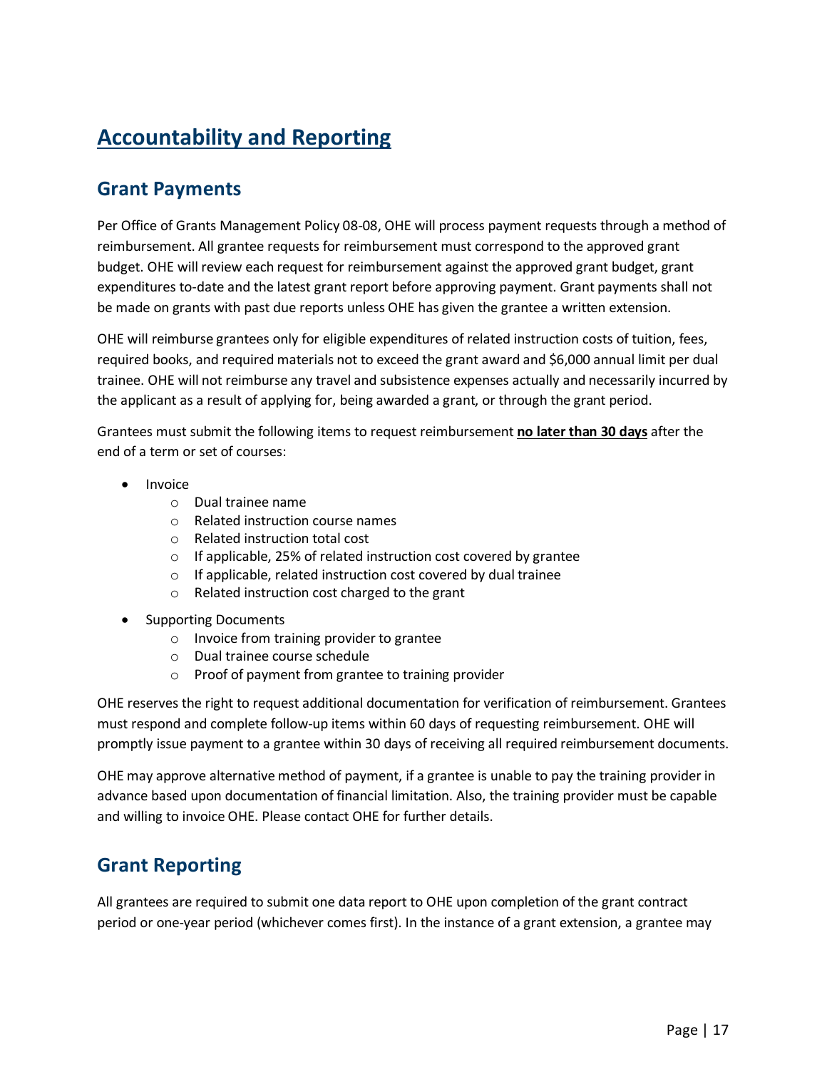# Accountability and Reporting

## Grant Payments

Per Office of Grants Management Policy 08-08, OHE will process payment requests through a method of reimbursement. All grantee requests for reimbursement must correspond to the approved grant budget. OHE will review each request for reimbursement against the approved grant budget, grant expenditures to-date and the latest grant report before approving payment. Grant payments shall not be made on grants with past due reports unless OHE has given the grantee a written extension.

OHE will reimburse grantees only for eligible expenditures of related instruction costs of tuition, fees, required books, and required materials not to exceed the grant award and $6,000 annual limit per dual trainee. OHE will not reimburse any travel and subsistence expenses actually and necessarily incurred by the applicant as a result of applying for, being awarded a grant, or through the grant period.

Grantees must submit the following items to request reimbursement **no later than 30 days** after the end of a term or set of courses:

- Invoice
  - Dual trainee name
  - Related instruction course names
  - Related instruction total cost
  - If applicable, 25% of related instruction cost covered by grantee
  - If applicable, related instruction cost covered by dual trainee
  - Related instruction cost charged to the grant
- Supporting Documents
  - Invoice from training provider to grantee
  - Dual trainee course schedule
  - Proof of payment from grantee to training provider

OHE reserves the right to request additional documentation for verification of reimbursement. Grantees must respond and complete follow-up items within 60 days of requesting reimbursement. OHE will promptly issue payment to a grantee within 30 days of receiving all required reimbursement documents.

OHE may approve alternative method of payment, if a grantee is unable to pay the training provider in advance based upon documentation of financial limitation. Also, the training provider must be capable and willing to invoice OHE. Please contact OHE for further details.

## Grant Reporting

All grantees are required to submit one data report to OHE upon completion of the grant contract period or one-year period (whichever comes first). In the instance of a grant extension, a grantee may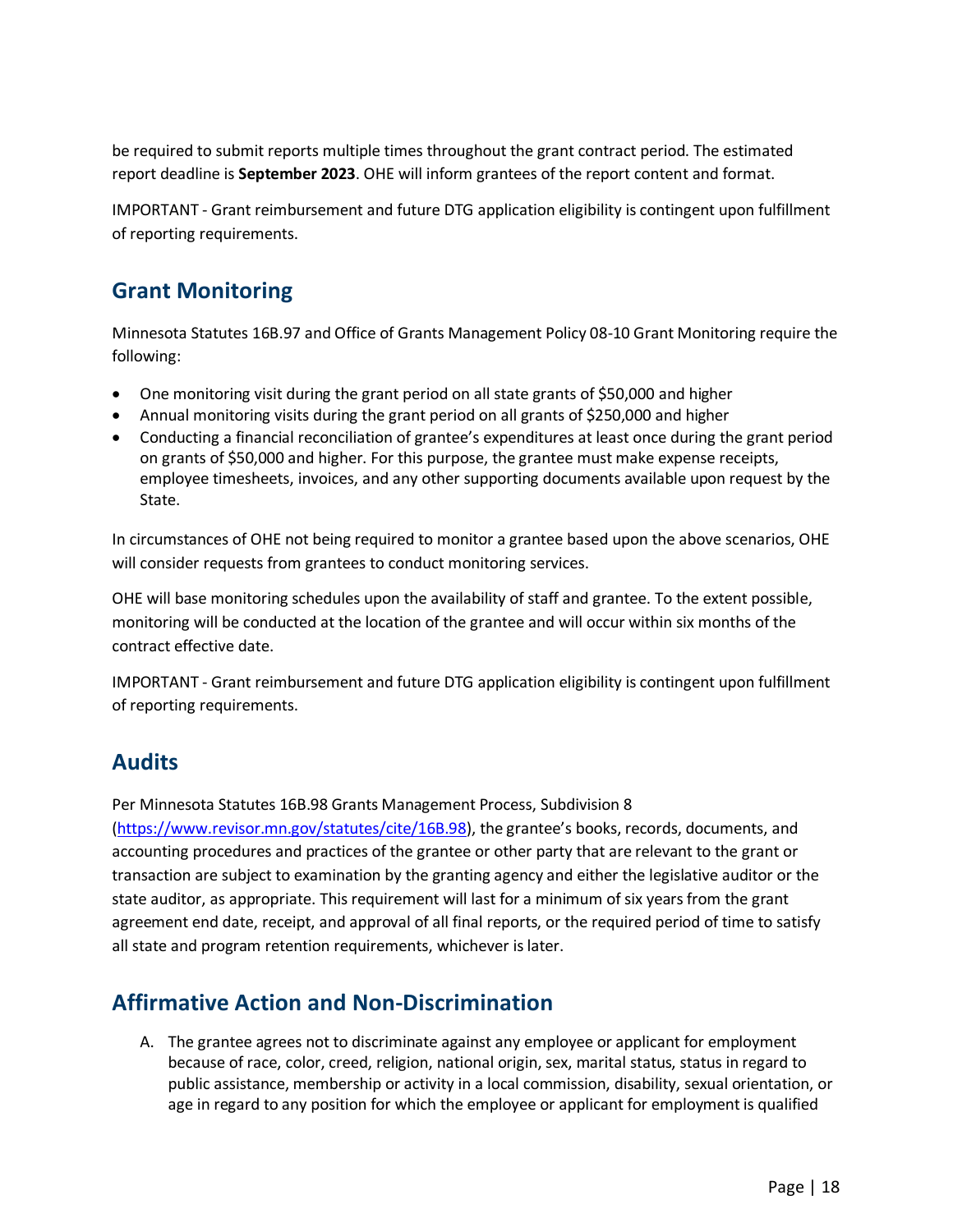be required to submit reports multiple times throughout the grant contract period. The estimated report deadline is **September 2023**. OHE will inform grantees of the report content and format.

IMPORTANT - Grant reimbursement and future DTG application eligibility is contingent upon fulfillment of reporting requirements.

## Grant Monitoring

Minnesota Statutes 16B.97 and Office of Grants Management Policy 08-10 Grant Monitoring require the following:

- One monitoring visit during the grant period on all state grants of $50,000 and higher
- Annual monitoring visits during the grant period on all grants of $250,000 and higher
- Conducting a financial reconciliation of grantee's expenditures at least once during the grant period on grants of $50,000 and higher. For this purpose, the grantee must make expense receipts, employee timesheets, invoices, and any other supporting documents available upon request by the State.

In circumstances of OHE not being required to monitor a grantee based upon the above scenarios, OHE will consider requests from grantees to conduct monitoring services.

OHE will base monitoring schedules upon the availability of staff and grantee. To the extent possible, monitoring will be conducted at the location of the grantee and will occur within six months of the contract effective date.

IMPORTANT - Grant reimbursement and future DTG application eligibility is contingent upon fulfillment of reporting requirements.

## Audits

Per Minnesota Statutes 16B.98 Grants Management Process, Subdivision 8 (https://www.revisor.mn.gov/statutes/cite/16B.98), the grantee's books, records, documents, and accounting procedures and practices of the grantee or other party that are relevant to the grant or transaction are subject to examination by the granting agency and either the legislative auditor or the state auditor, as appropriate. This requirement will last for a minimum of six years from the grant agreement end date, receipt, and approval of all final reports, or the required period of time to satisfy all state and program retention requirements, whichever is later.

## Affirmative Action and Non-Discrimination

A. The grantee agrees not to discriminate against any employee or applicant for employment because of race, color, creed, religion, national origin, sex, marital status, status in regard to public assistance, membership or activity in a local commission, disability, sexual orientation, or age in regard to any position for which the employee or applicant for employment is qualified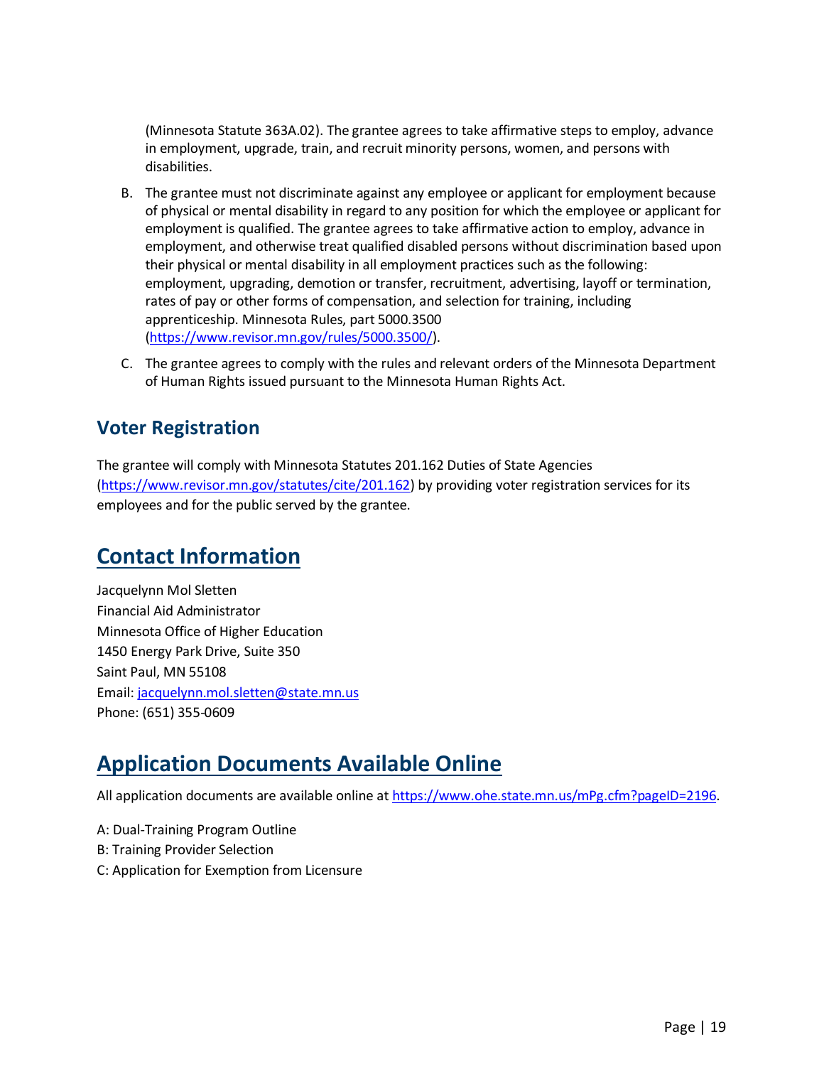(Minnesota Statute 363A.02). The grantee agrees to take affirmative steps to employ, advance in employment, upgrade, train, and recruit minority persons, women, and persons with disabilities.

B. The grantee must not discriminate against any employee or applicant for employment because of physical or mental disability in regard to any position for which the employee or applicant for employment is qualified. The grantee agrees to take affirmative action to employ, advance in employment, and otherwise treat qualified disabled persons without discrimination based upon their physical or mental disability in all employment practices such as the following: employment, upgrading, demotion or transfer, recruitment, advertising, layoff or termination, rates of pay or other forms of compensation, and selection for training, including apprenticeship. Minnesota Rules, part 5000.3500 (https://www.revisor.mn.gov/rules/5000.3500/).

C. The grantee agrees to comply with the rules and relevant orders of the Minnesota Department of Human Rights issued pursuant to the Minnesota Human Rights Act.

### Voter Registration

The grantee will comply with Minnesota Statutes 201.162 Duties of State Agencies (https://www.revisor.mn.gov/statutes/cite/201.162) by providing voter registration services for its employees and for the public served by the grantee.

## Contact Information

Jacquelynn Mol Sletten
Financial Aid Administrator
Minnesota Office of Higher Education
1450 Energy Park Drive, Suite 350
Saint Paul, MN 55108
Email: jacquelynn.mol.sletten@state.mn.us
Phone: (651) 355-0609

## Application Documents Available Online

All application documents are available online at https://www.ohe.state.mn.us/mPg.cfm?pageID=2196.

A: Dual-Training Program Outline
B: Training Provider Selection
C: Application for Exemption from Licensure